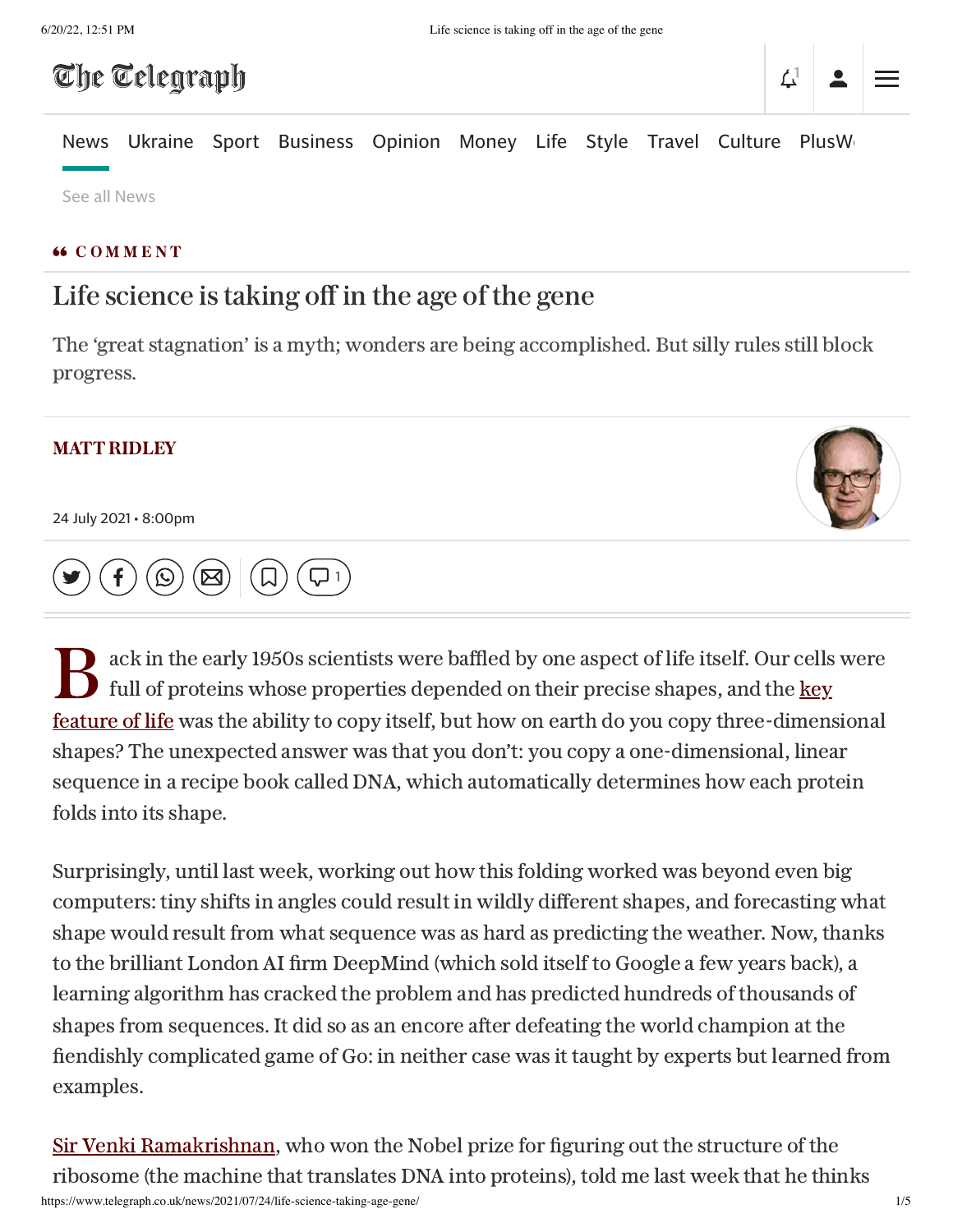COMMENT

# Life science is taking off in the age of the gene

The 'great stagnation' is a myth; wonders are being accomplished. But silly rules still block progress.

**MATT RIDLEY**

24 July 2021 • 8:00pm

Back in the early 1950s scientists were baffled by one aspect of life itself. Our cells were full of proteins whose properties depended on their precise shapes, and the key feature of life was the ability to copy itself, but how on earth do you copy three-dimensional shapes? The unexpected answer was that you don't: you copy a one-dimensional, linear sequence in a recipe book called DNA, which automatically determines how each protein folds into its shape.

Surprisingly, until last week, working out how this folding worked was beyond even big computers: tiny shifts in angles could result in wildly different shapes, and forecasting what shape would result from what sequence was as hard as predicting the weather. Now, thanks to the brilliant London AI firm DeepMind (which sold itself to Google a few years back), a learning algorithm has cracked the problem and has predicted hundreds of thousands of shapes from sequences. It did so as an encore after defeating the world champion at the fiendishly complicated game of Go: in neither case was it taught by experts but learned from examples.

Sir Venki Ramakrishnan, who won the Nobel prize for figuring out the structure of the ribosome (the machine that translates DNA into proteins), told me last week that he thinks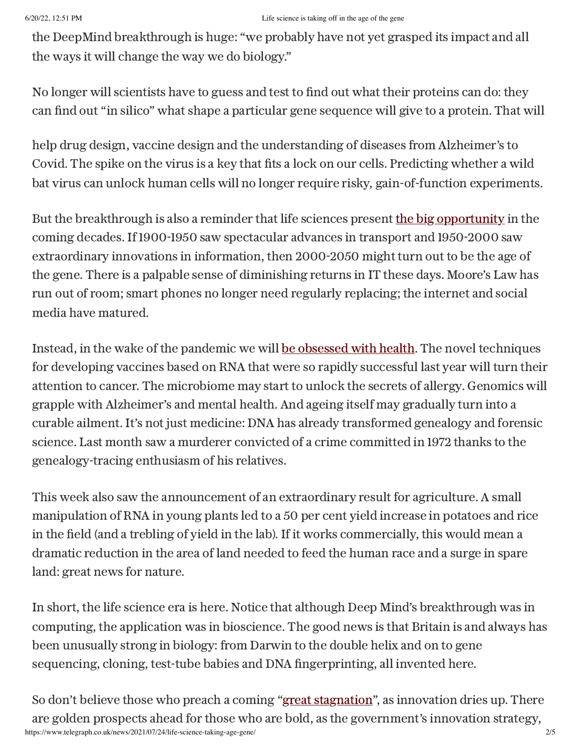the DeepMind breakthrough is huge: "we probably have not yet grasped its impact and all the ways it will change the way we do biology."

No longer will scientists have to guess and test to find out what their proteins can do: they can find out "in silico" what shape a particular gene sequence will give to a protein. That will

help drug design, vaccine design and the understanding of diseases from Alzheimer's to Covid. The spike on the virus is a key that fits a lock on our cells. Predicting whether a wild bat virus can unlock human cells will no longer require risky, gain-of-function experiments.

But the breakthrough is also a reminder that life sciences present the big opportunity in the coming decades. If 1900-1950 saw spectacular advances in transport and 1950-2000 saw extraordinary innovations in information, then 2000-2050 might turn out to be the age of the gene. There is a palpable sense of diminishing returns in IT these days. Moore's Law has run out of room; smart phones no longer need regularly replacing; the internet and social media have matured.

Instead, in the wake of the pandemic we will be obsessed with health. The novel techniques for developing vaccines based on RNA that were so rapidly successful last year will turn their attention to cancer. The microbiome may start to unlock the secrets of allergy. Genomics will grapple with Alzheimer's and mental health. And ageing itself may gradually turn into a curable ailment. It's not just medicine: DNA has already transformed genealogy and forensic science. Last month saw a murderer convicted of a crime committed in 1972 thanks to the genealogy-tracing enthusiasm of his relatives.

This week also saw the announcement of an extraordinary result for agriculture. A small manipulation of RNA in young plants led to a 50 per cent yield increase in potatoes and rice in the field (and a trebling of yield in the lab). If it works commercially, this would mean a dramatic reduction in the area of land needed to feed the human race and a surge in spare land: great news for nature.

In short, the life science era is here. Notice that although Deep Mind's breakthrough was in computing, the application was in bioscience. The good news is that Britain is and always has been unusually strong in biology: from Darwin to the double helix and on to gene sequencing, cloning, test-tube babies and DNA fingerprinting, all invented here.

So don't believe those who preach a coming "great stagnation", as innovation dries up. There are golden prospects ahead for those who are bold, as the government's innovation strategy,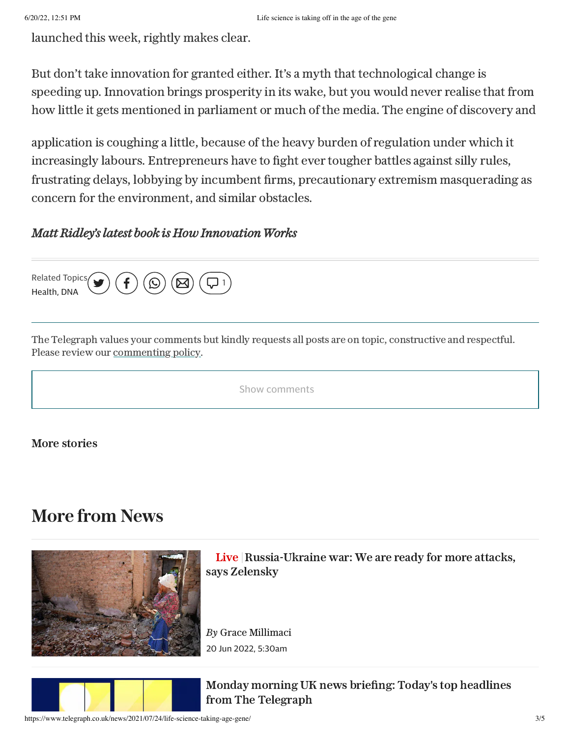launched this week, rightly makes clear.

But don't take innovation for granted either. It's a myth that technological change is speeding up. Innovation brings prosperity in its wake, but you would never realise that from how little it gets mentioned in parliament or much of the media. The engine of discovery and application is coughing a little, because of the heavy burden of regulation under which it increasingly labours. Entrepreneurs have to fight ever tougher battles against silly rules, frustrating delays, lobbying by incumbent firms, precautionary extremism masquerading as concern for the environment, and similar obstacles.

***Matt Ridley's latest book is How Innovation Works***

Related Topics
Health, DNA

1

The Telegraph values your comments but kindly requests all posts are on topic, constructive and respectful. Please review our commenting policy.

Show comments

**More stories**

## More from News

**Live** | **Russia-Ukraine war: We are ready for more attacks, says Zelensky**

*By* Grace Millimaci
20 Jun 2022, 5:30am

**Monday morning UK news briefing: Today's top headlines from The Telegraph**